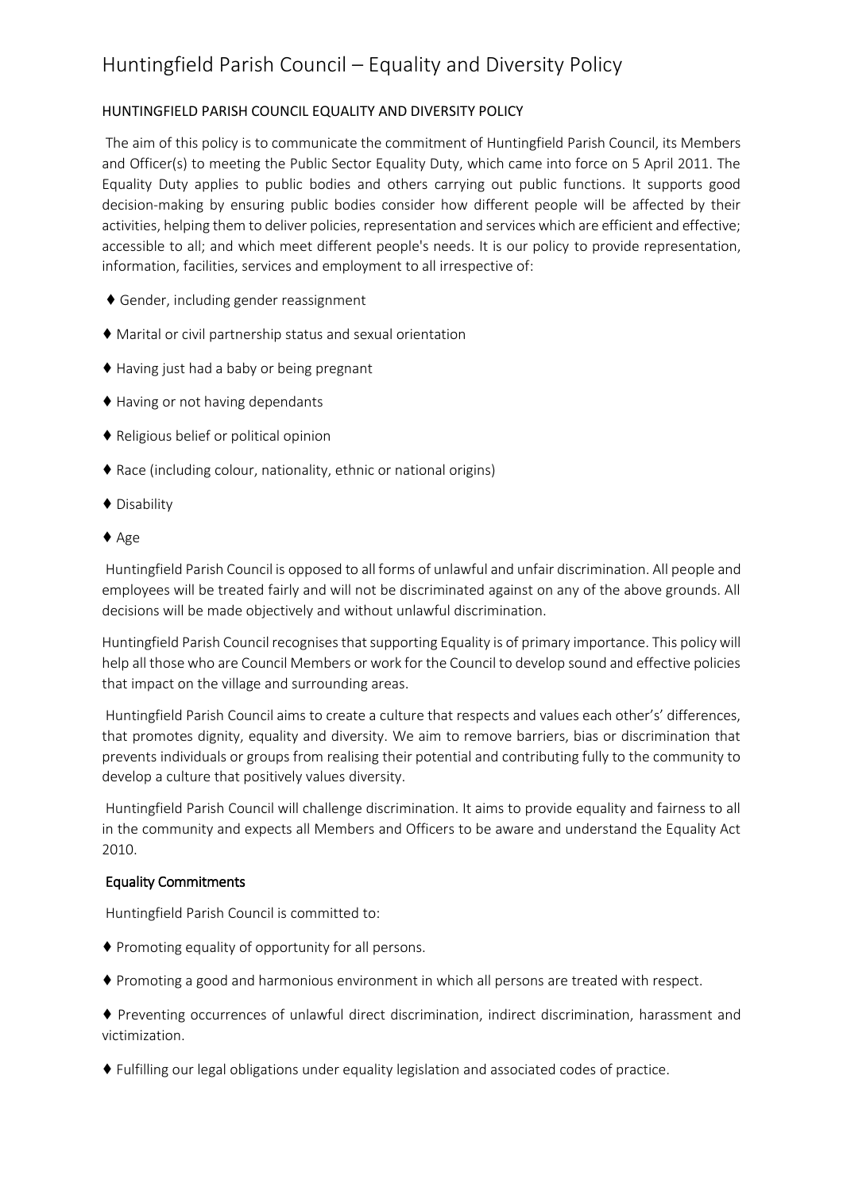# Huntingfield Parish Council – Equality and Diversity Policy

HUNTINGFIELD PARISH COUNCIL EQUALITY AND DIVERSITY POLICY

The aim of this policy is to communicate the commitment of Huntingfield Parish Council, its Members and Officer(s) to meeting the Public Sector Equality Duty, which came into force on 5 April 2011. The Equality Duty applies to public bodies and others carrying out public functions. It supports good decision-making by ensuring public bodies consider how different people will be affected by their activities, helping them to deliver policies, representation and services which are efficient and effective; accessible to all; and which meet different people's needs. It is our policy to provide representation, information, facilities, services and employment to all irrespective of:

♦ Gender, including gender reassignment

♦ Marital or civil partnership status and sexual orientation

♦ Having just had a baby or being pregnant

♦ Having or not having dependants

♦ Religious belief or political opinion

♦ Race (including colour, nationality, ethnic or national origins)

♦ Disability

♦ Age

Huntingfield Parish Council is opposed to all forms of unlawful and unfair discrimination. All people and employees will be treated fairly and will not be discriminated against on any of the above grounds. All decisions will be made objectively and without unlawful discrimination.

Huntingfield Parish Council recognises that supporting Equality is of primary importance. This policy will help all those who are Council Members or work for the Council to develop sound and effective policies that impact on the village and surrounding areas.

Huntingfield Parish Council aims to create a culture that respects and values each other's' differences, that promotes dignity, equality and diversity. We aim to remove barriers, bias or discrimination that prevents individuals or groups from realising their potential and contributing fully to the community to develop a culture that positively values diversity.

Huntingfield Parish Council will challenge discrimination. It aims to provide equality and fairness to all in the community and expects all Members and Officers to be aware and understand the Equality Act 2010.

## Equality Commitments

Huntingfield Parish Council is committed to:

♦ Promoting equality of opportunity for all persons.

♦ Promoting a good and harmonious environment in which all persons are treated with respect.

♦ Preventing occurrences of unlawful direct discrimination, indirect discrimination, harassment and victimization.

♦ Fulfilling our legal obligations under equality legislation and associated codes of practice.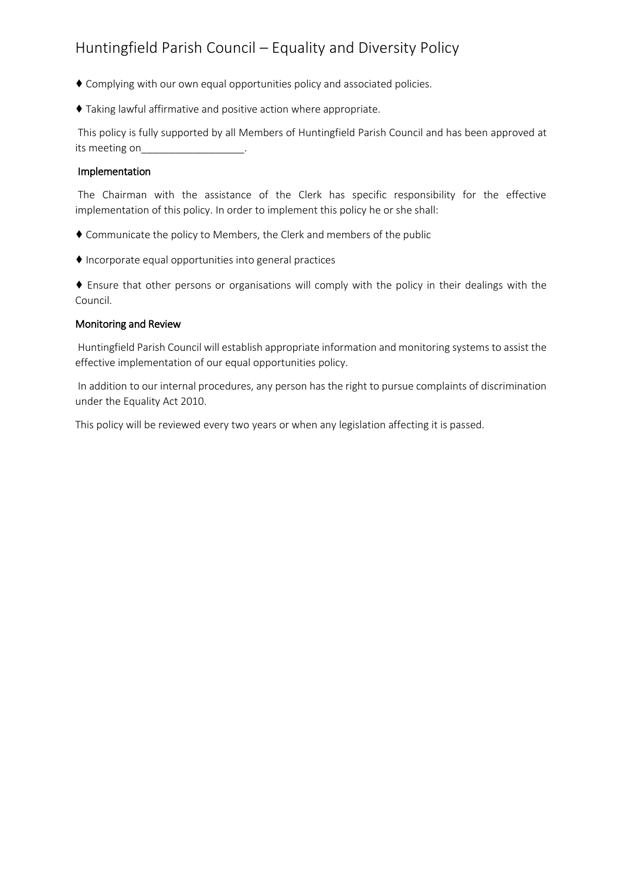♦ Complying with our own equal opportunities policy and associated policies.

♦ Taking lawful affirmative and positive action where appropriate.

This policy is fully supported by all Members of Huntingfield Parish Council and has been approved at its meeting on__________________.

## Implementation

The Chairman with the assistance of the Clerk has specific responsibility for the effective implementation of this policy. In order to implement this policy he or she shall:

♦ Communicate the policy to Members, the Clerk and members of the public

♦ Incorporate equal opportunities into general practices

♦ Ensure that other persons or organisations will comply with the policy in their dealings with the Council.

## Monitoring and Review

Huntingfield Parish Council will establish appropriate information and monitoring systems to assist the effective implementation of our equal opportunities policy.

In addition to our internal procedures, any person has the right to pursue complaints of discrimination under the Equality Act 2010.

This policy will be reviewed every two years or when any legislation affecting it is passed.